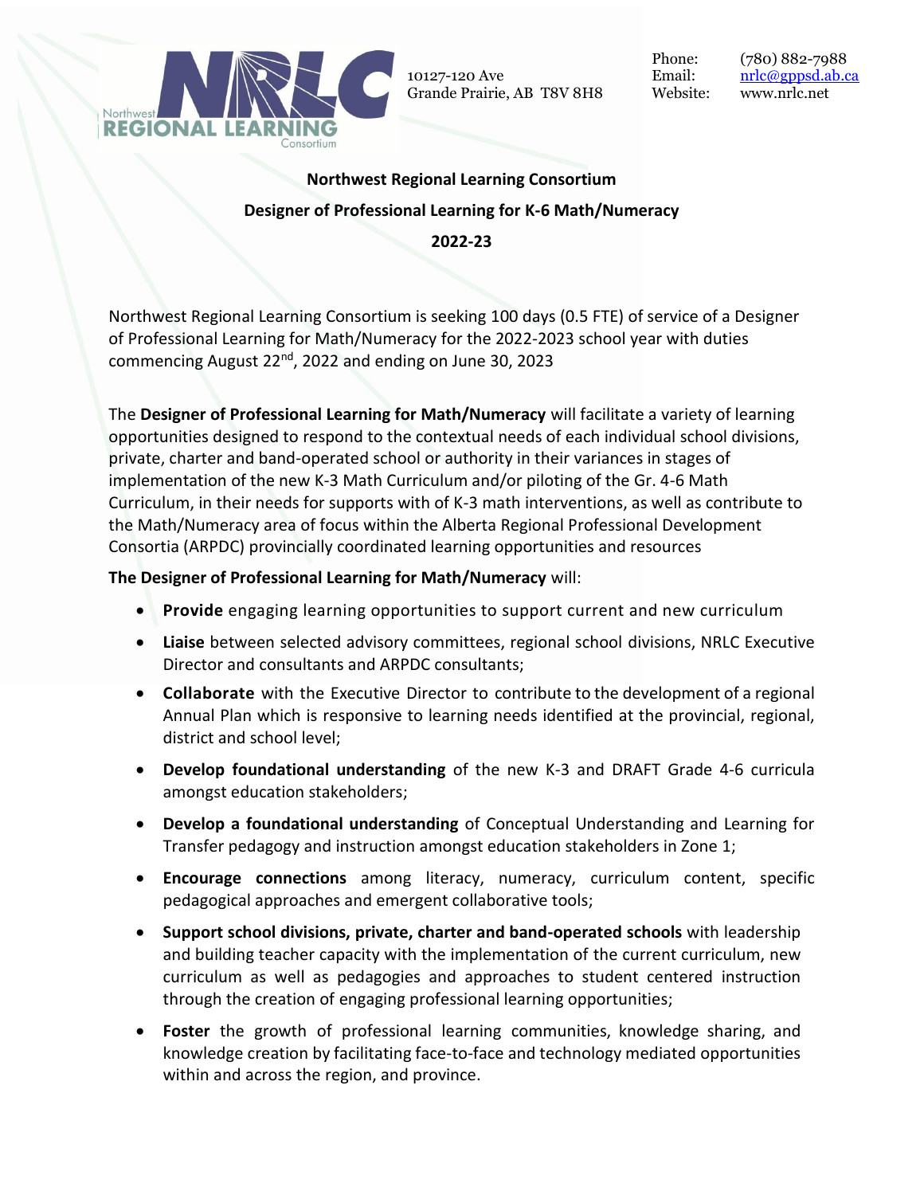Northwest REGIONAL LEARNING Consortium

10127-120 Ave
Grande Prairie, AB T8V 8H8

Phone: (780) 882-7988
Email: nrlc@gppsd.ab.ca
Website: www.nrlc.net

# Northwest Regional Learning Consortium

## Designer of Professional Learning for K-6 Math/Numeracy

## 2022-23

Northwest Regional Learning Consortium is seeking 100 days (0.5 FTE) of service of a Designer of Professional Learning for Math/Numeracy for the 2022-2023 school year with duties commencing August 22nd, 2022 and ending on June 30, 2023

The **Designer of Professional Learning for Math/Numeracy** will facilitate a variety of learning opportunities designed to respond to the contextual needs of each individual school divisions, private, charter and band-operated school or authority in their variances in stages of implementation of the new K-3 Math Curriculum and/or piloting of the Gr. 4-6 Math Curriculum, in their needs for supports with of K-3 math interventions, as well as contribute to the Math/Numeracy area of focus within the Alberta Regional Professional Development Consortia (ARPDC) provincially coordinated learning opportunities and resources

**The Designer of Professional Learning for Math/Numeracy** will:

- **Provide** engaging learning opportunities to support current and new curriculum
- **Liaise** between selected advisory committees, regional school divisions, NRLC Executive Director and consultants and ARPDC consultants;
- **Collaborate** with the Executive Director to contribute to the development of a regional Annual Plan which is responsive to learning needs identified at the provincial, regional, district and school level;
- **Develop foundational understanding** of the new K-3 and DRAFT Grade 4-6 curricula amongst education stakeholders;
- **Develop a foundational understanding** of Conceptual Understanding and Learning for Transfer pedagogy and instruction amongst education stakeholders in Zone 1;
- **Encourage connections** among literacy, numeracy, curriculum content, specific pedagogical approaches and emergent collaborative tools;
- **Support school divisions, private, charter and band-operated schools** with leadership and building teacher capacity with the implementation of the current curriculum, new curriculum as well as pedagogies and approaches to student centered instruction through the creation of engaging professional learning opportunities;
- **Foster** the growth of professional learning communities, knowledge sharing, and knowledge creation by facilitating face-to-face and technology mediated opportunities within and across the region, and province.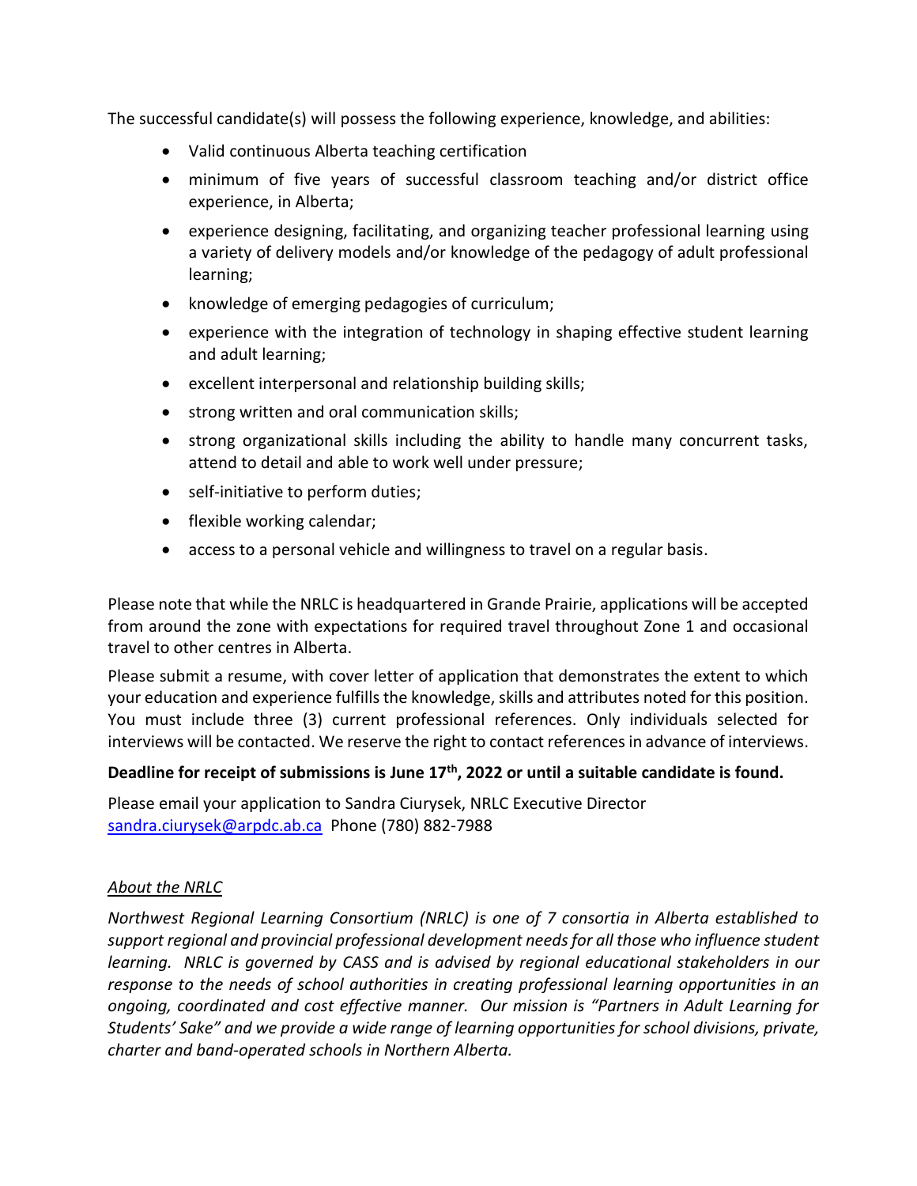The successful candidate(s) will possess the following experience, knowledge, and abilities:

- Valid continuous Alberta teaching certification
- minimum of five years of successful classroom teaching and/or district office experience, in Alberta;
- experience designing, facilitating, and organizing teacher professional learning using a variety of delivery models and/or knowledge of the pedagogy of adult professional learning;
- knowledge of emerging pedagogies of curriculum;
- experience with the integration of technology in shaping effective student learning and adult learning;
- excellent interpersonal and relationship building skills;
- strong written and oral communication skills;
- strong organizational skills including the ability to handle many concurrent tasks, attend to detail and able to work well under pressure;
- self-initiative to perform duties;
- flexible working calendar;
- access to a personal vehicle and willingness to travel on a regular basis.

Please note that while the NRLC is headquartered in Grande Prairie, applications will be accepted from around the zone with expectations for required travel throughout Zone 1 and occasional travel to other centres in Alberta.

Please submit a resume, with cover letter of application that demonstrates the extent to which your education and experience fulfills the knowledge, skills and attributes noted for this position. You must include three (3) current professional references. Only individuals selected for interviews will be contacted. We reserve the right to contact references in advance of interviews.

**Deadline for receipt of submissions is June 17th, 2022 or until a suitable candidate is found.**

Please email your application to Sandra Ciurysek, NRLC Executive Director
sandra.ciurysek@arpdc.ab.ca Phone (780) 882-7988

*About the NRLC*

*Northwest Regional Learning Consortium (NRLC) is one of 7 consortia in Alberta established to support regional and provincial professional development needs for all those who influence student learning. NRLC is governed by CASS and is advised by regional educational stakeholders in our response to the needs of school authorities in creating professional learning opportunities in an ongoing, coordinated and cost effective manner. Our mission is "Partners in Adult Learning for Students' Sake" and we provide a wide range of learning opportunities for school divisions, private, charter and band-operated schools in Northern Alberta.*